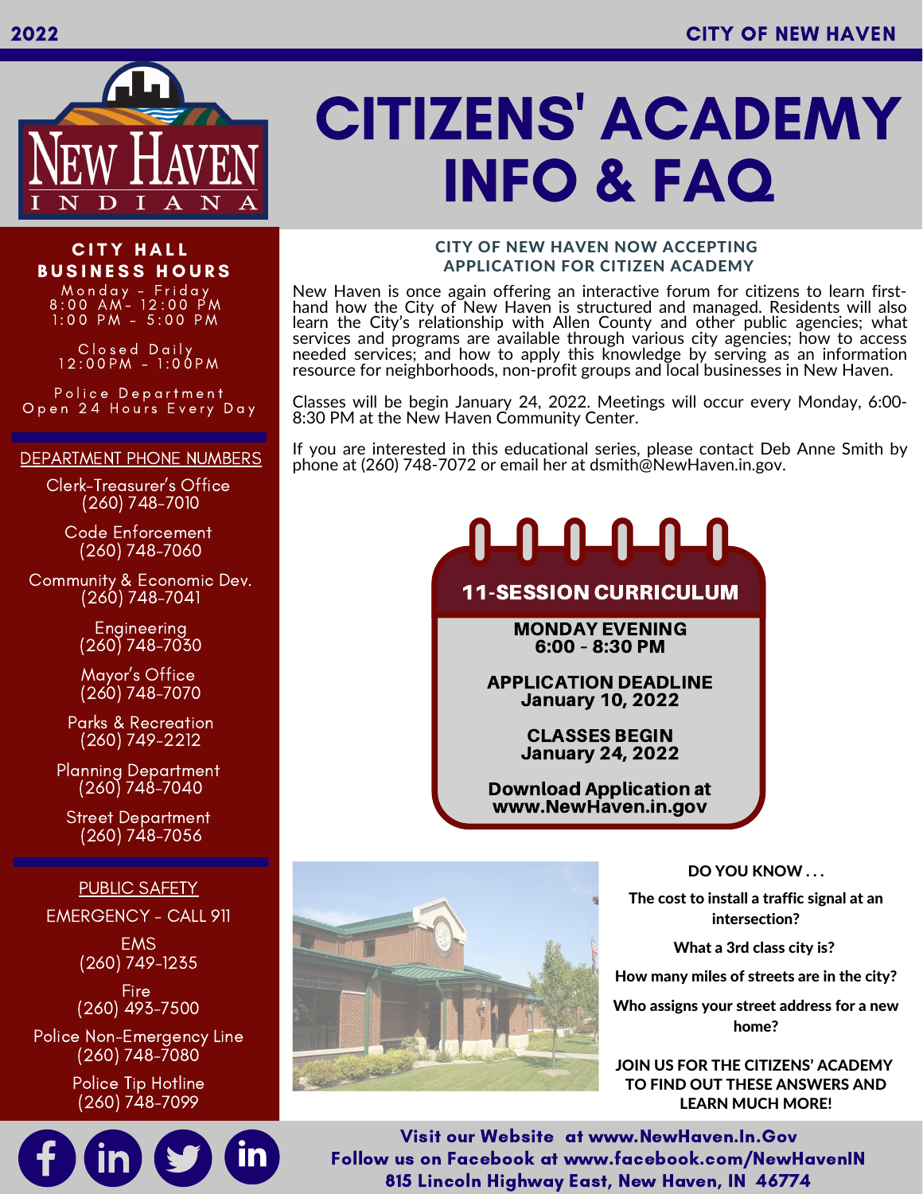# CITIZENS' ACADEMY INFO & FAQ

2022 — CITY OF NEW HAVEN

**CITY HALL BUSINESS HOURS**

Monday - Friday
8:00 AM- 12:00 PM
1:00 PM - 5:00 PM

Closed Daily
12:00PM - 1:00PM

Police Department
Open 24 Hours Every Day

**DEPARTMENT PHONE NUMBERS**

Clerk-Treasurer's Office
(260) 748-7010

Code Enforcement
(260) 748-7060

Community & Economic Dev.
(260) 748-7041

Engineering
(260) 748-7030

Mayor's Office
(260) 748-7070

Parks & Recreation
(260) 749-2212

Planning Department
(260) 748-7040

Street Department
(260) 748-7056

**PUBLIC SAFETY**

EMERGENCY - CALL 911

EMS
(260) 749-1235

Fire
(260) 493-7500

Police Non-Emergency Line
(260) 748-7080

Police Tip Hotline
(260) 748-7099

## CITY OF NEW HAVEN NOW ACCEPTING APPLICATION FOR CITIZEN ACADEMY

New Haven is once again offering an interactive forum for citizens to learn first-hand how the City of New Haven is structured and managed. Residents will also learn the City's relationship with Allen County and other public agencies; what services and programs are available through various city agencies; how to access needed services; and how to apply this knowledge by serving as an information resource for neighborhoods, non-profit groups and local businesses in New Haven.

Classes will be begin January 24, 2022. Meetings will occur every Monday, 6:00-8:30 PM at the New Haven Community Center.

If you are interested in this educational series, please contact Deb Anne Smith by phone at (260) 748-7072 or email her at dsmith@NewHaven.in.gov.

### 11-SESSION CURRICULUM

**MONDAY EVENING**
**6:00 - 8:30 PM**

**APPLICATION DEADLINE**
**January 10, 2022**

**CLASSES BEGIN**
**January 24, 2022**

**Download Application at www.NewHaven.in.gov**

**DO YOU KNOW . . .**

**The cost to install a traffic signal at an intersection?**

**What a 3rd class city is?**

**How many miles of streets are in the city?**

**Who assigns your street address for a new home?**

**JOIN US FOR THE CITIZENS' ACADEMY TO FIND OUT THESE ANSWERS AND LEARN MUCH MORE!**

**Visit our Website at www.NewHaven.In.Gov**
**Follow us on Facebook at www.facebook.com/NewHavenIN**
**815 Lincoln Highway East, New Haven, IN 46774**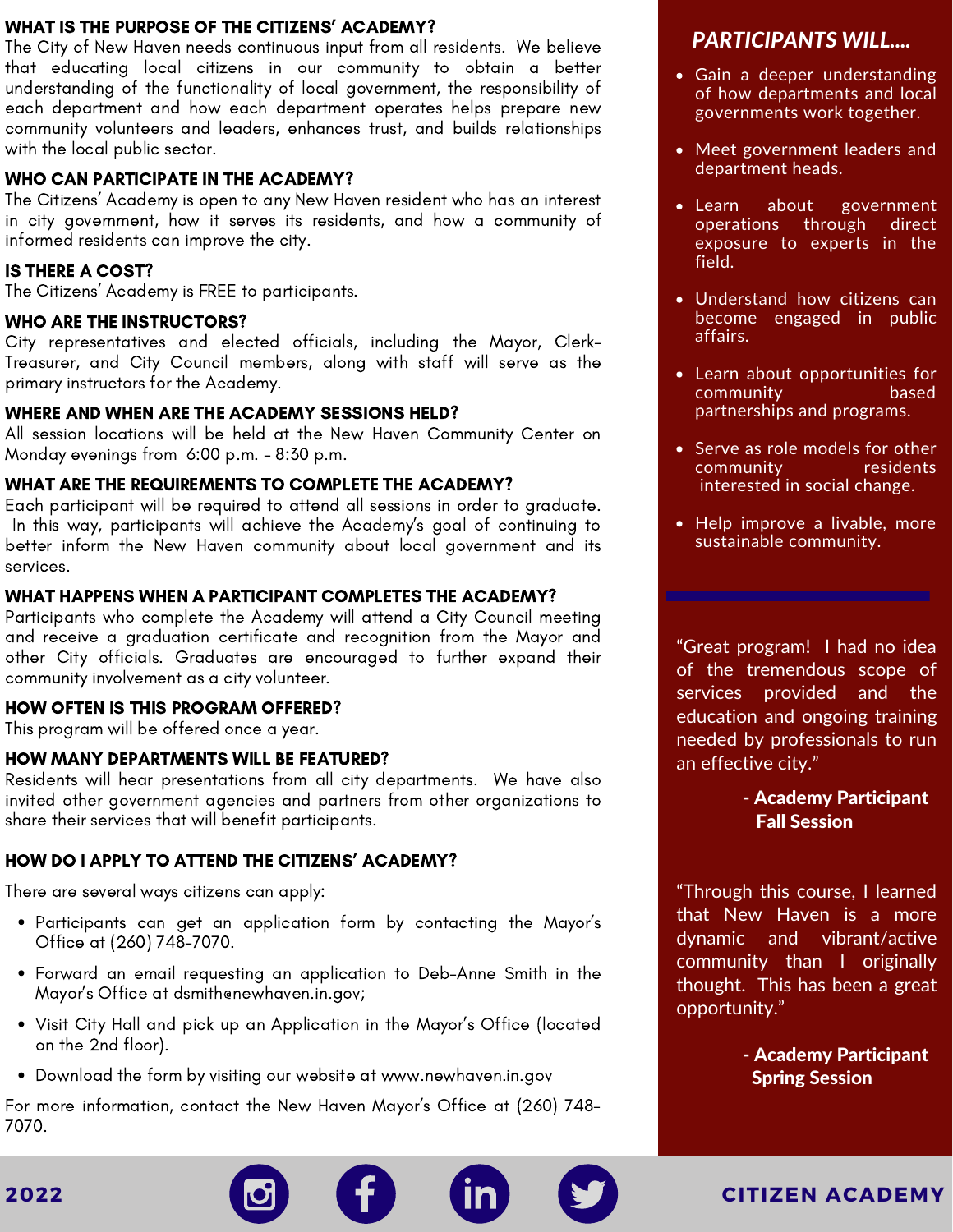### WHAT IS THE PURPOSE OF THE CITIZENS' ACADEMY?

The City of New Haven needs continuous input from all residents. We believe that educating local citizens in our community to obtain a better understanding of the functionality of local government, the responsibility of each department and how each department operates helps prepare new community volunteers and leaders, enhances trust, and builds relationships with the local public sector.

### WHO CAN PARTICIPATE IN THE ACADEMY?

The Citizens' Academy is open to any New Haven resident who has an interest in city government, how it serves its residents, and how a community of informed residents can improve the city.

### IS THERE A COST?

The Citizens' Academy is FREE to participants.

### WHO ARE THE INSTRUCTORS?

City representatives and elected officials, including the Mayor, Clerk-Treasurer, and City Council members, along with staff will serve as the primary instructors for the Academy.

### WHERE AND WHEN ARE THE ACADEMY SESSIONS HELD?

All session locations will be held at the New Haven Community Center on Monday evenings from 6:00 p.m. - 8:30 p.m.

### WHAT ARE THE REQUIREMENTS TO COMPLETE THE ACADEMY?

Each participant will be required to attend all sessions in order to graduate. In this way, participants will achieve the Academy's goal of continuing to better inform the New Haven community about local government and its services.

### WHAT HAPPENS WHEN A PARTICIPANT COMPLETES THE ACADEMY?

Participants who complete the Academy will attend a City Council meeting and receive a graduation certificate and recognition from the Mayor and other City officials. Graduates are encouraged to further expand their community involvement as a city volunteer.

### HOW OFTEN IS THIS PROGRAM OFFERED?

This program will be offered once a year.

### HOW MANY DEPARTMENTS WILL BE FEATURED?

Residents will hear presentations from all city departments. We have also invited other government agencies and partners from other organizations to share their services that will benefit participants.

### HOW DO I APPLY TO ATTEND THE CITIZENS' ACADEMY?

There are several ways citizens can apply:

- Participants can get an application form by contacting the Mayor's Office at (260) 748-7070.
- Forward an email requesting an application to Deb-Anne Smith in the Mayor's Office at dsmith@newhaven.in.gov;
- Visit City Hall and pick up an Application in the Mayor's Office (located on the 2nd floor).
- Download the form by visiting our website at www.newhaven.in.gov

For more information, contact the New Haven Mayor's Office at (260) 748-7070.

### *PARTICIPANTS WILL....*

- Gain a deeper understanding of how departments and local governments work together.
- Meet government leaders and department heads.
- Learn about government operations through direct exposure to experts in the field.
- Understand how citizens can become engaged in public affairs.
- Learn about opportunities for community based partnerships and programs.
- Serve as role models for other community residents interested in social change.
- Help improve a livable, more sustainable community.

"Great program! I had no idea of the tremendous scope of services provided and the education and ongoing training needed by professionals to run an effective city."

**- Academy Participant Fall Session**

"Through this course, I learned that New Haven is a more dynamic and vibrant/active community than I originally thought. This has been a great opportunity."

**- Academy Participant Spring Session**

**2022** **CITIZEN ACADEMY**